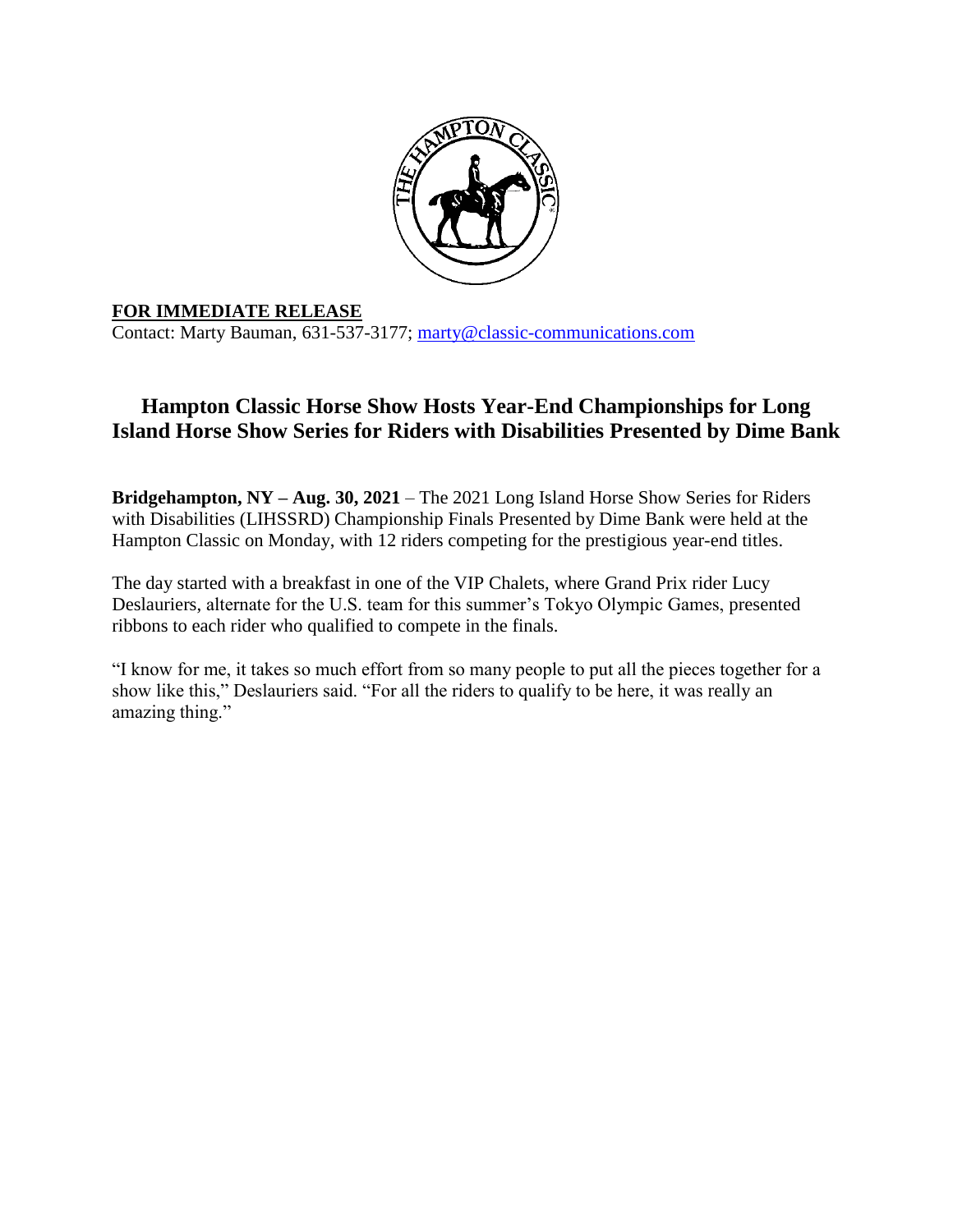**FOR IMMEDIATE RELEASE**

Contact: Marty Bauman, 631-537-3177; marty@classic-communications.com

## Hampton Classic Horse Show Hosts Year-End Championships for Long Island Horse Show Series for Riders with Disabilities Presented by Dime Bank

**Bridgehampton, NY – Aug. 30, 2021** – The 2021 Long Island Horse Show Series for Riders with Disabilities (LIHSSRD) Championship Finals Presented by Dime Bank were held at the Hampton Classic on Monday, with 12 riders competing for the prestigious year-end titles.

The day started with a breakfast in one of the VIP Chalets, where Grand Prix rider Lucy Deslauriers, alternate for the U.S. team for this summer's Tokyo Olympic Games, presented ribbons to each rider who qualified to compete in the finals.

"I know for me, it takes so much effort from so many people to put all the pieces together for a show like this," Deslauriers said. "For all the riders to qualify to be here, it was really an amazing thing."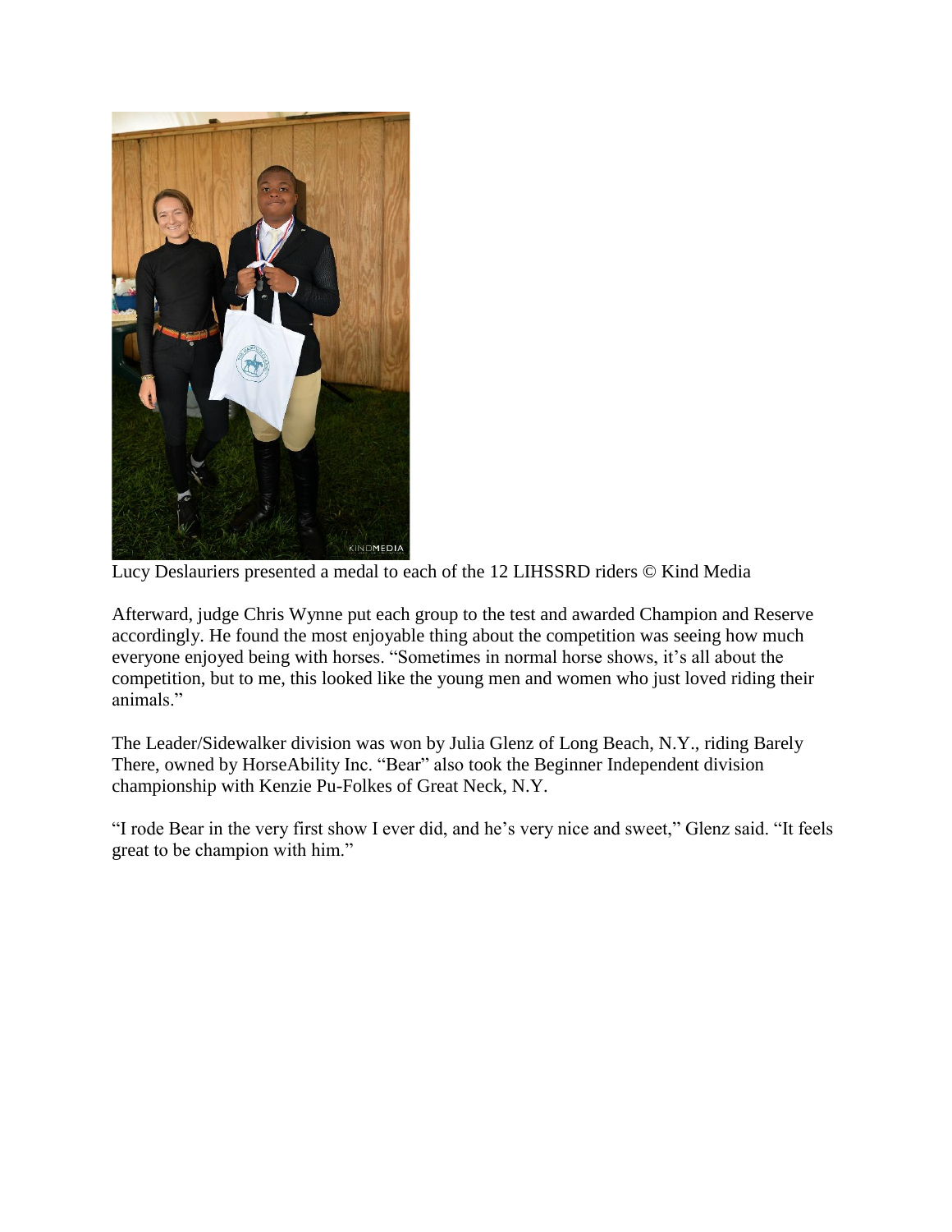Lucy Deslauriers presented a medal to each of the 12 LIHSSRD riders © Kind Media

Afterward, judge Chris Wynne put each group to the test and awarded Champion and Reserve accordingly. He found the most enjoyable thing about the competition was seeing how much everyone enjoyed being with horses. "Sometimes in normal horse shows, it's all about the competition, but to me, this looked like the young men and women who just loved riding their animals."

The Leader/Sidewalker division was won by Julia Glenz of Long Beach, N.Y., riding Barely There, owned by HorseAbility Inc. "Bear" also took the Beginner Independent division championship with Kenzie Pu-Folkes of Great Neck, N.Y.

"I rode Bear in the very first show I ever did, and he's very nice and sweet," Glenz said. "It feels great to be champion with him."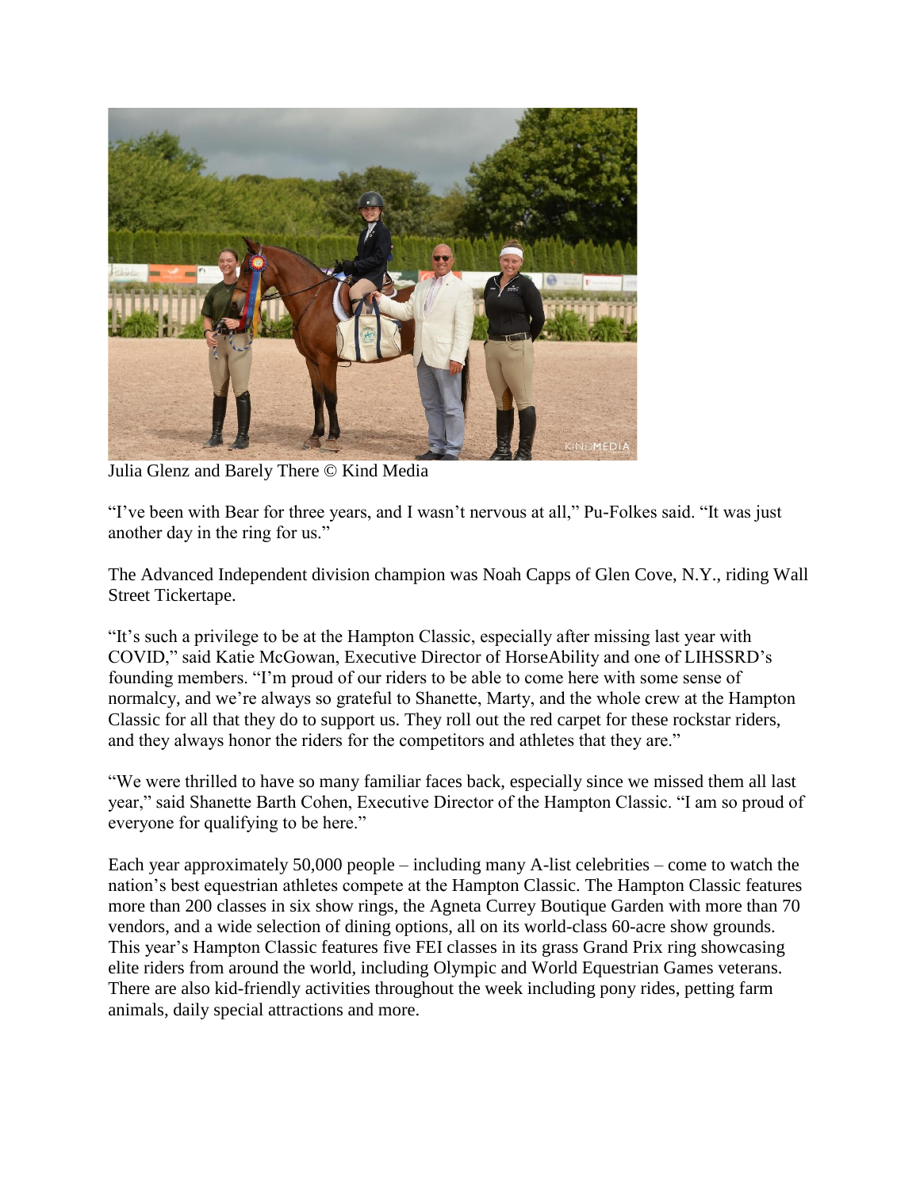Julia Glenz and Barely There © Kind Media

“I’ve been with Bear for three years, and I wasn’t nervous at all,” Pu-Folkes said. “It was just another day in the ring for us.”

The Advanced Independent division champion was Noah Capps of Glen Cove, N.Y., riding Wall Street Tickertape.

“It’s such a privilege to be at the Hampton Classic, especially after missing last year with COVID,” said Katie McGowan, Executive Director of HorseAbility and one of LIHSSRD’s founding members. “I’m proud of our riders to be able to come here with some sense of normalcy, and we’re always so grateful to Shanette, Marty, and the whole crew at the Hampton Classic for all that they do to support us. They roll out the red carpet for these rockstar riders, and they always honor the riders for the competitors and athletes that they are.”

“We were thrilled to have so many familiar faces back, especially since we missed them all last year,” said Shanette Barth Cohen, Executive Director of the Hampton Classic. “I am so proud of everyone for qualifying to be here.”

Each year approximately 50,000 people – including many A-list celebrities – come to watch the nation’s best equestrian athletes compete at the Hampton Classic. The Hampton Classic features more than 200 classes in six show rings, the Agneta Currey Boutique Garden with more than 70 vendors, and a wide selection of dining options, all on its world-class 60-acre show grounds. This year’s Hampton Classic features five FEI classes in its grass Grand Prix ring showcasing elite riders from around the world, including Olympic and World Equestrian Games veterans. There are also kid-friendly activities throughout the week including pony rides, petting farm animals, daily special attractions and more.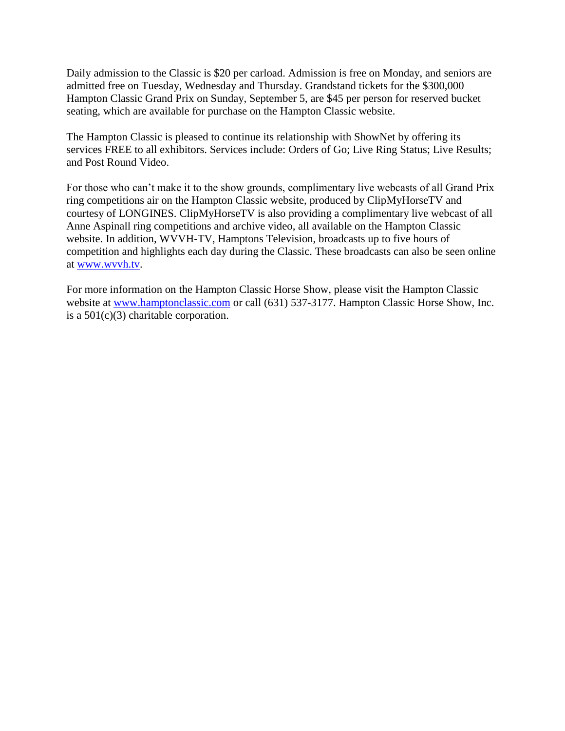Daily admission to the Classic is $20 per carload. Admission is free on Monday, and seniors are admitted free on Tuesday, Wednesday and Thursday. Grandstand tickets for the $300,000 Hampton Classic Grand Prix on Sunday, September 5, are $45 per person for reserved bucket seating, which are available for purchase on the Hampton Classic website.

The Hampton Classic is pleased to continue its relationship with ShowNet by offering its services FREE to all exhibitors. Services include: Orders of Go; Live Ring Status; Live Results; and Post Round Video.

For those who can't make it to the show grounds, complimentary live webcasts of all Grand Prix ring competitions air on the Hampton Classic website, produced by ClipMyHorseTV and courtesy of LONGINES. ClipMyHorseTV is also providing a complimentary live webcast of all Anne Aspinall ring competitions and archive video, all available on the Hampton Classic website. In addition, WVVH-TV, Hamptons Television, broadcasts up to five hours of competition and highlights each day during the Classic. These broadcasts can also be seen online at www.wvvh.tv.

For more information on the Hampton Classic Horse Show, please visit the Hampton Classic website at www.hamptonclassic.com or call (631) 537-3177. Hampton Classic Horse Show, Inc. is a 501(c)(3) charitable corporation.